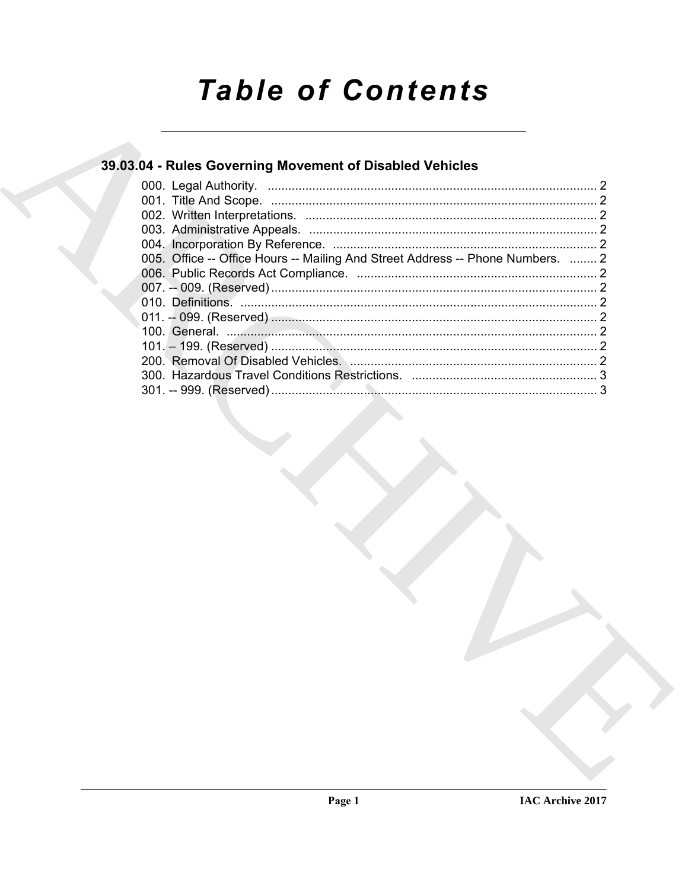# Table of Contents

## 39.03.04 - Rules Governing Movement of Disabled Vehicles

000. Legal Authority. ................................................................................................ 2
001. Title And Scope. ............................................................................................... 2
002. Written Interpretations. ..................................................................................... 2
003. Administrative Appeals. .................................................................................... 2
004. Incorporation By Reference. ............................................................................. 2
005. Office -- Office Hours -- Mailing And Street Address -- Phone Numbers. ........ 2
006. Public Records Act Compliance. ...................................................................... 2
007. -- 009. (Reserved) ............................................................................................... 2
010. Definitions. ........................................................................................................ 2
011. -- 099. (Reserved) ............................................................................................... 2
100. General. ............................................................................................................ 2
101. – 199. (Reserved) ............................................................................................... 2
200. Removal Of Disabled Vehicles. ......................................................................... 2
300. Hazardous Travel Conditions Restrictions. ...................................................... 3
301. -- 999. (Reserved) ............................................................................................... 3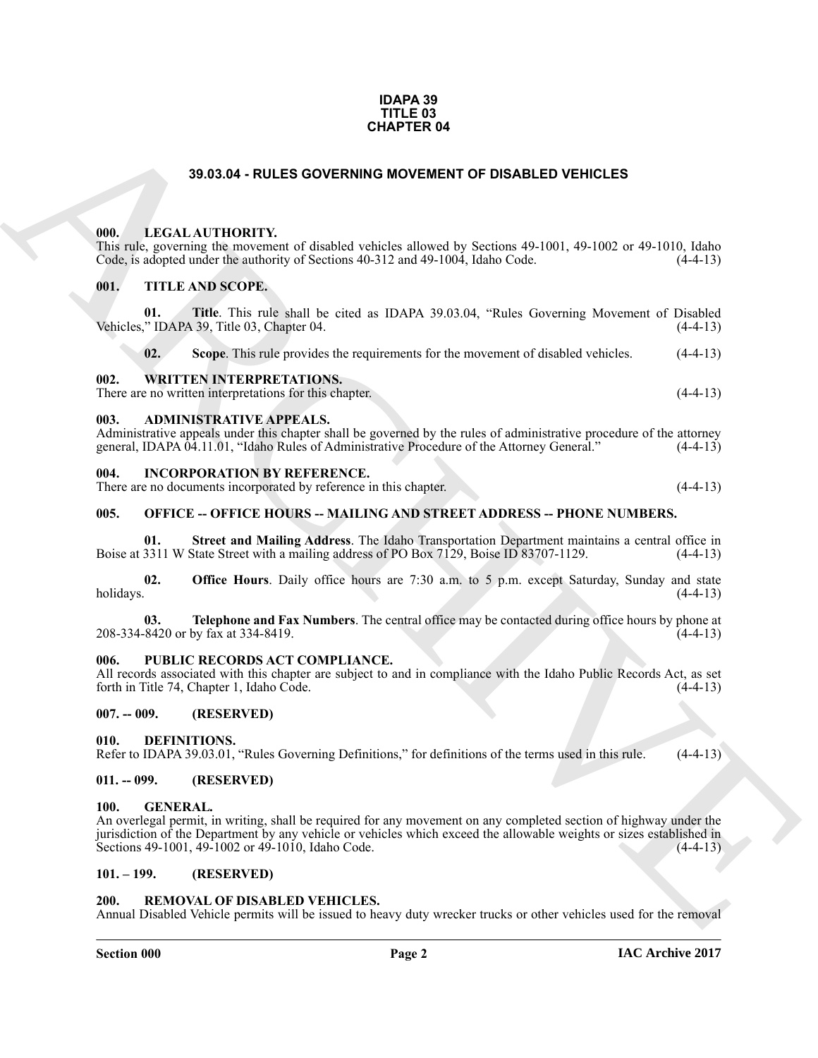**IDAPA 39**
**TITLE 03**
**CHAPTER 04**

# 39.03.04 - RULES GOVERNING MOVEMENT OF DISABLED VEHICLES

## 000. LEGAL AUTHORITY.

This rule, governing the movement of disabled vehicles allowed by Sections 49-1001, 49-1002 or 49-1010, Idaho Code, is adopted under the authority of Sections 40-312 and 49-1004, Idaho Code. (4-4-13)

## 001. TITLE AND SCOPE.

**01. Title**. This rule shall be cited as IDAPA 39.03.04, "Rules Governing Movement of Disabled Vehicles," IDAPA 39, Title 03, Chapter 04. (4-4-13)

**02. Scope**. This rule provides the requirements for the movement of disabled vehicles. (4-4-13)

## 002. WRITTEN INTERPRETATIONS.

There are no written interpretations for this chapter. (4-4-13)

## 003. ADMINISTRATIVE APPEALS.

Administrative appeals under this chapter shall be governed by the rules of administrative procedure of the attorney general, IDAPA 04.11.01, "Idaho Rules of Administrative Procedure of the Attorney General." (4-4-13)

## 004. INCORPORATION BY REFERENCE.

There are no documents incorporated by reference in this chapter. (4-4-13)

## 005. OFFICE -- OFFICE HOURS -- MAILING AND STREET ADDRESS -- PHONE NUMBERS.

**01. Street and Mailing Address**. The Idaho Transportation Department maintains a central office in Boise at 3311 W State Street with a mailing address of PO Box 7129, Boise ID 83707-1129. (4-4-13)

**02. Office Hours**. Daily office hours are 7:30 a.m. to 5 p.m. except Saturday, Sunday and state holidays. (4-4-13)

**03. Telephone and Fax Numbers**. The central office may be contacted during office hours by phone at 208-334-8420 or by fax at 334-8419. (4-4-13)

## 006. PUBLIC RECORDS ACT COMPLIANCE.

All records associated with this chapter are subject to and in compliance with the Idaho Public Records Act, as set forth in Title 74, Chapter 1, Idaho Code. (4-4-13)

## 007. -- 009. (RESERVED)

## 010. DEFINITIONS.

Refer to IDAPA 39.03.01, "Rules Governing Definitions," for definitions of the terms used in this rule. (4-4-13)

## 011. -- 099. (RESERVED)

## 100. GENERAL.

An overlegal permit, in writing, shall be required for any movement on any completed section of highway under the jurisdiction of the Department by any vehicle or vehicles which exceed the allowable weights or sizes established in Sections 49-1001, 49-1002 or 49-1010, Idaho Code. (4-4-13)

## 101. – 199. (RESERVED)

## 200. REMOVAL OF DISABLED VEHICLES.

Annual Disabled Vehicle permits will be issued to heavy duty wrecker trucks or other vehicles used for the removal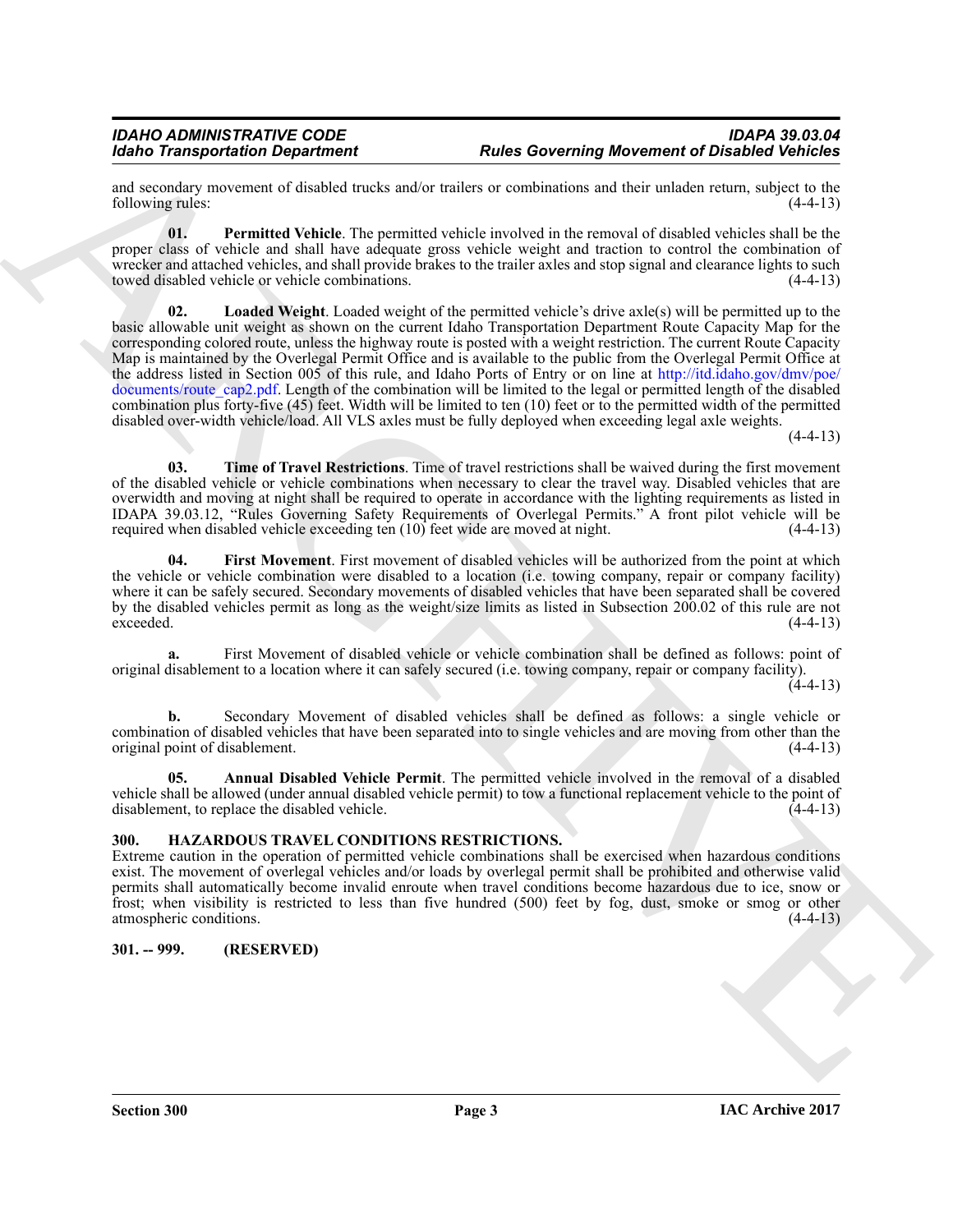and secondary movement of disabled trucks and/or trailers or combinations and their unladen return, subject to the following rules: (4-4-13)

**01. Permitted Vehicle**. The permitted vehicle involved in the removal of disabled vehicles shall be the proper class of vehicle and shall have adequate gross vehicle weight and traction to control the combination of wrecker and attached vehicles, and shall provide brakes to the trailer axles and stop signal and clearance lights to such towed disabled vehicle or vehicle combinations. (4-4-13)

**02. Loaded Weight**. Loaded weight of the permitted vehicle's drive axle(s) will be permitted up to the basic allowable unit weight as shown on the current Idaho Transportation Department Route Capacity Map for the corresponding colored route, unless the highway route is posted with a weight restriction. The current Route Capacity Map is maintained by the Overlegal Permit Office and is available to the public from the Overlegal Permit Office at the address listed in Section 005 of this rule, and Idaho Ports of Entry or on line at http://itd.idaho.gov/dmv/poe/documents/route_cap2.pdf. Length of the combination will be limited to the legal or permitted length of the disabled combination plus forty-five (45) feet. Width will be limited to ten (10) feet or to the permitted width of the permitted disabled over-width vehicle/load. All VLS axles must be fully deployed when exceeding legal axle weights. (4-4-13)

**03. Time of Travel Restrictions**. Time of travel restrictions shall be waived during the first movement of the disabled vehicle or vehicle combinations when necessary to clear the travel way. Disabled vehicles that are overwidth and moving at night shall be required to operate in accordance with the lighting requirements as listed in IDAPA 39.03.12, "Rules Governing Safety Requirements of Overlegal Permits." A front pilot vehicle will be required when disabled vehicle exceeding ten (10) feet wide are moved at night. (4-4-13)

**04. First Movement**. First movement of disabled vehicles will be authorized from the point at which the vehicle or vehicle combination were disabled to a location (i.e. towing company, repair or company facility) where it can be safely secured. Secondary movements of disabled vehicles that have been separated shall be covered by the disabled vehicles permit as long as the weight/size limits as listed in Subsection 200.02 of this rule are not exceeded. (4-4-13)

**a.** First Movement of disabled vehicle or vehicle combination shall be defined as follows: point of original disablement to a location where it can safely secured (i.e. towing company, repair or company facility). (4-4-13)

**b.** Secondary Movement of disabled vehicles shall be defined as follows: a single vehicle or combination of disabled vehicles that have been separated into to single vehicles and are moving from other than the original point of disablement. (4-4-13)

**05. Annual Disabled Vehicle Permit**. The permitted vehicle involved in the removal of a disabled vehicle shall be allowed (under annual disabled vehicle permit) to tow a functional replacement vehicle to the point of disablement, to replace the disabled vehicle. (4-4-13)

### 300. HAZARDOUS TRAVEL CONDITIONS RESTRICTIONS.

Extreme caution in the operation of permitted vehicle combinations shall be exercised when hazardous conditions exist. The movement of overlegal vehicles and/or loads by overlegal permit shall be prohibited and otherwise valid permits shall automatically become invalid enroute when travel conditions become hazardous due to ice, snow or frost; when visibility is restricted to less than five hundred (500) feet by fog, dust, smoke or smog or other atmospheric conditions. (4-4-13)

### 301. -- 999. (RESERVED)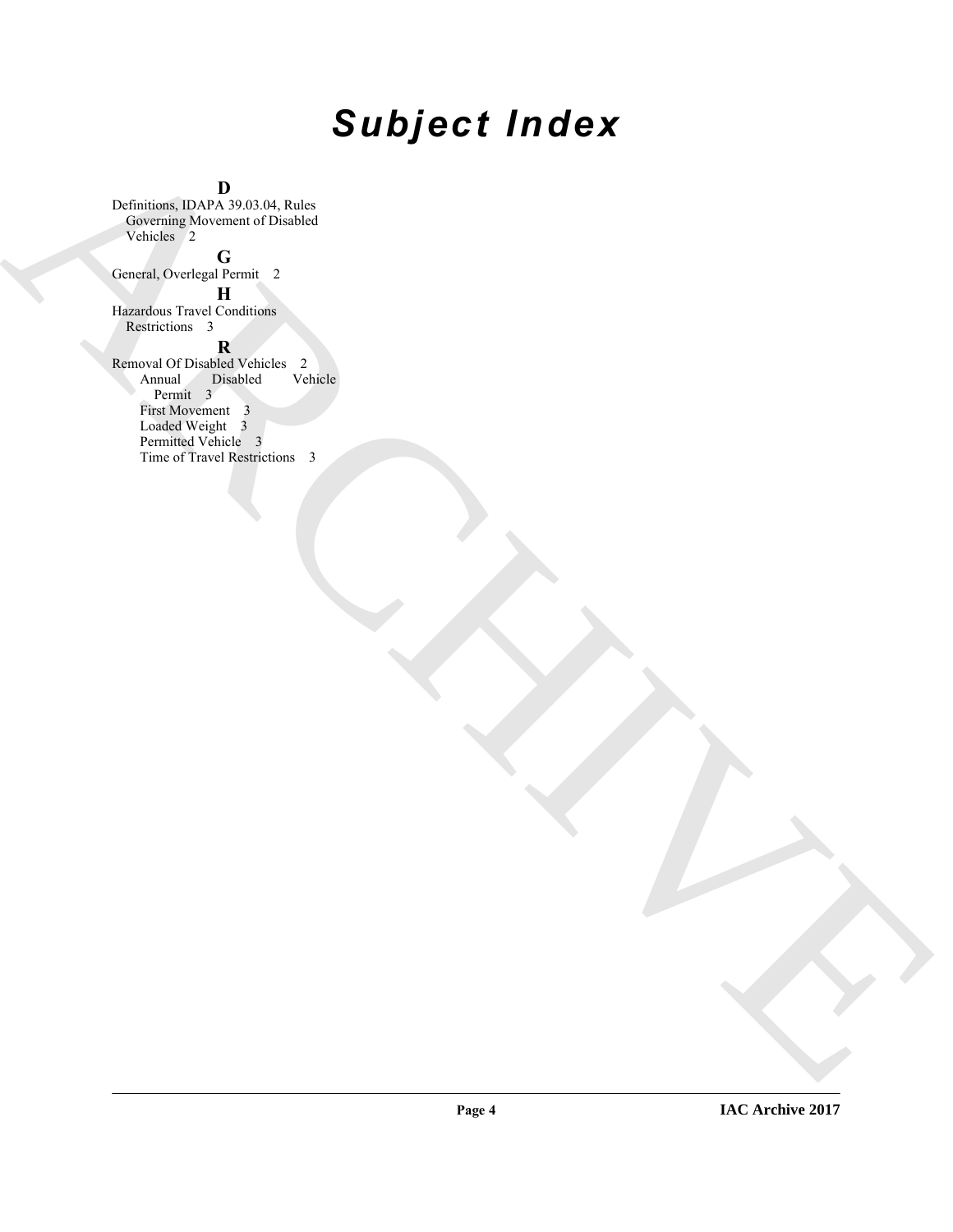# *Subject Index*

**D**

Definitions, IDAPA 39.03.04, Rules Governing Movement of Disabled Vehicles 2

**G**

General, Overlegal Permit 2

**H**

Hazardous Travel Conditions Restrictions 3

**R**

Removal Of Disabled Vehicles 2
- Annual Disabled Vehicle Permit 3
- First Movement 3
- Loaded Weight 3
- Permitted Vehicle 3
- Time of Travel Restrictions 3